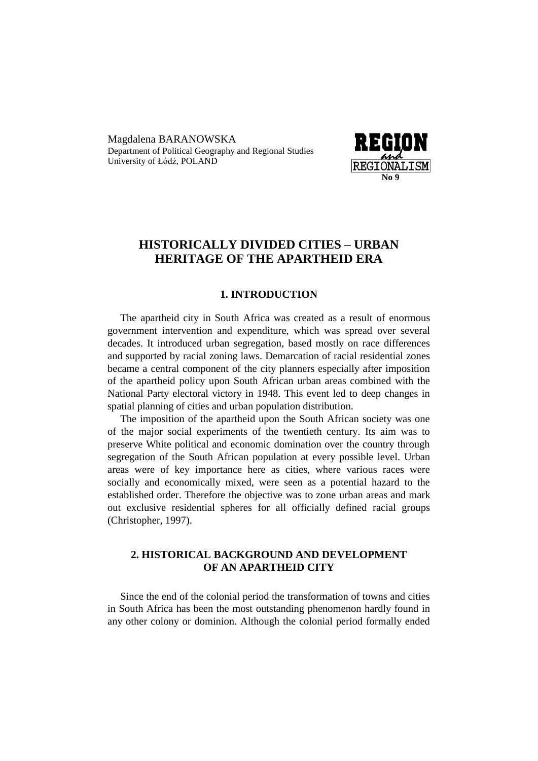Magdalena BARANOWSKA
Department of Political Geography and Regional Studies
University of Łódź, POLAND

REGION and REGIONALISM
No 9

# HISTORICALLY DIVIDED CITIES – URBAN HERITAGE OF THE APARTHEID ERA

## 1. INTRODUCTION

The apartheid city in South Africa was created as a result of enormous government intervention and expenditure, which was spread over several decades. It introduced urban segregation, based mostly on race differences and supported by racial zoning laws. Demarcation of racial residential zones became a central component of the city planners especially after imposition of the apartheid policy upon South African urban areas combined with the National Party electoral victory in 1948. This event led to deep changes in spatial planning of cities and urban population distribution.

The imposition of the apartheid upon the South African society was one of the major social experiments of the twentieth century. Its aim was to preserve White political and economic domination over the country through segregation of the South African population at every possible level. Urban areas were of key importance here as cities, where various races were socially and economically mixed, were seen as a potential hazard to the established order. Therefore the objective was to zone urban areas and mark out exclusive residential spheres for all officially defined racial groups (Christopher, 1997).

## 2. HISTORICAL BACKGROUND AND DEVELOPMENT OF AN APARTHEID CITY

Since the end of the colonial period the transformation of towns and cities in South Africa has been the most outstanding phenomenon hardly found in any other colony or dominion. Although the colonial period formally ended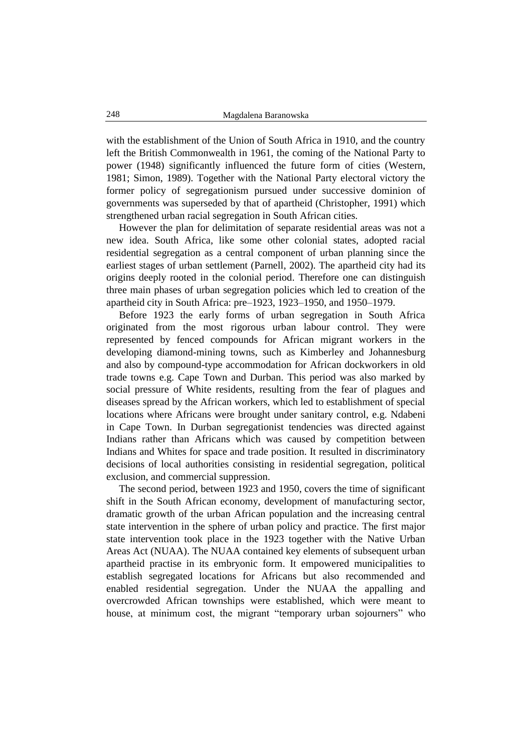with the establishment of the Union of South Africa in 1910, and the country left the British Commonwealth in 1961, the coming of the National Party to power (1948) significantly influenced the future form of cities (Western, 1981; Simon, 1989). Together with the National Party electoral victory the former policy of segregationism pursued under successive dominion of governments was superseded by that of apartheid (Christopher, 1991) which strengthened urban racial segregation in South African cities.

However the plan for delimitation of separate residential areas was not a new idea. South Africa, like some other colonial states, adopted racial residential segregation as a central component of urban planning since the earliest stages of urban settlement (Parnell, 2002). The apartheid city had its origins deeply rooted in the colonial period. Therefore one can distinguish three main phases of urban segregation policies which led to creation of the apartheid city in South Africa: pre–1923, 1923–1950, and 1950–1979.

Before 1923 the early forms of urban segregation in South Africa originated from the most rigorous urban labour control. They were represented by fenced compounds for African migrant workers in the developing diamond-mining towns, such as Kimberley and Johannesburg and also by compound-type accommodation for African dockworkers in old trade towns e.g. Cape Town and Durban. This period was also marked by social pressure of White residents, resulting from the fear of plagues and diseases spread by the African workers, which led to establishment of special locations where Africans were brought under sanitary control, e.g. Ndabeni in Cape Town. In Durban segregationist tendencies was directed against Indians rather than Africans which was caused by competition between Indians and Whites for space and trade position. It resulted in discriminatory decisions of local authorities consisting in residential segregation, political exclusion, and commercial suppression.

The second period, between 1923 and 1950, covers the time of significant shift in the South African economy, development of manufacturing sector, dramatic growth of the urban African population and the increasing central state intervention in the sphere of urban policy and practice. The first major state intervention took place in the 1923 together with the Native Urban Areas Act (NUAA). The NUAA contained key elements of subsequent urban apartheid practise in its embryonic form. It empowered municipalities to establish segregated locations for Africans but also recommended and enabled residential segregation. Under the NUAA the appalling and overcrowded African townships were established, which were meant to house, at minimum cost, the migrant "temporary urban sojourners" who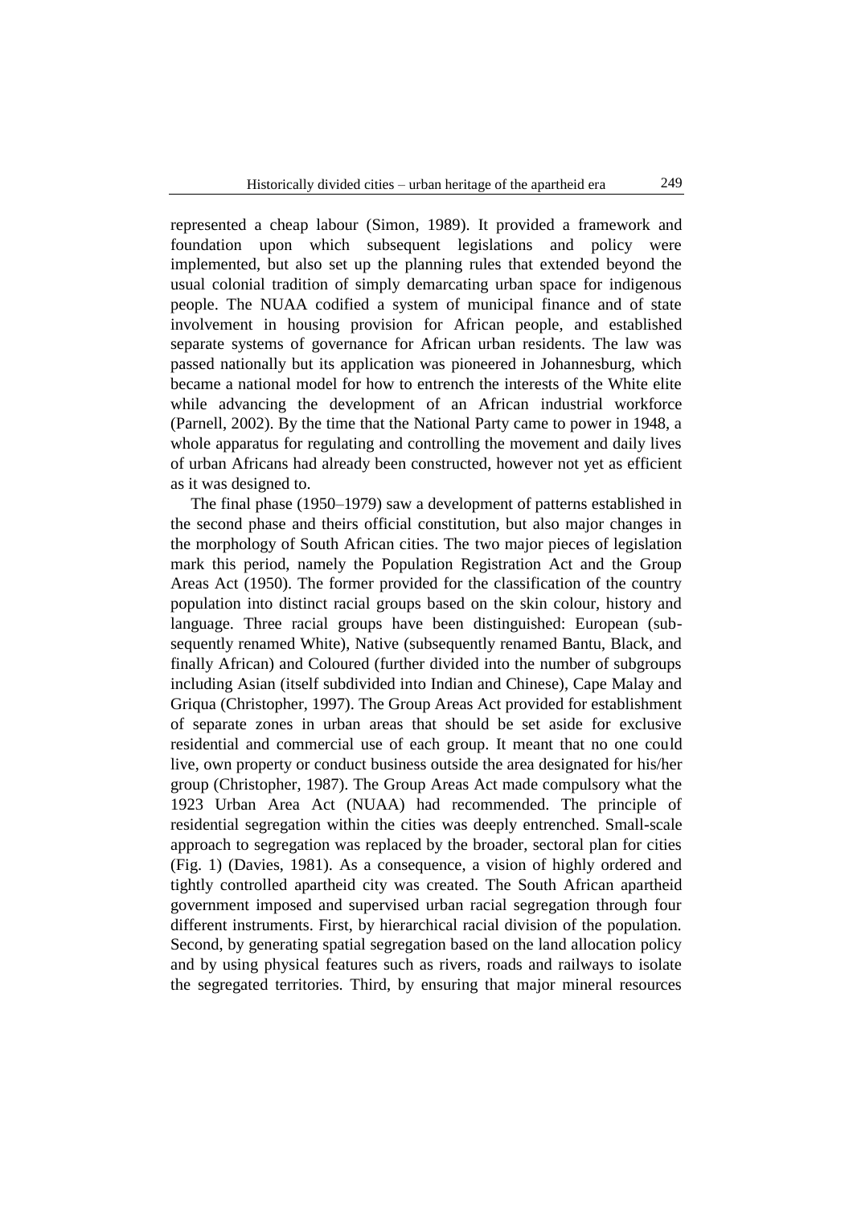represented a cheap labour (Simon, 1989). It provided a framework and foundation upon which subsequent legislations and policy were implemented, but also set up the planning rules that extended beyond the usual colonial tradition of simply demarcating urban space for indigenous people. The NUAA codified a system of municipal finance and of state involvement in housing provision for African people, and established separate systems of governance for African urban residents. The law was passed nationally but its application was pioneered in Johannesburg, which became a national model for how to entrench the interests of the White elite while advancing the development of an African industrial workforce (Parnell, 2002). By the time that the National Party came to power in 1948, a whole apparatus for regulating and controlling the movement and daily lives of urban Africans had already been constructed, however not yet as efficient as it was designed to.

The final phase (1950–1979) saw a development of patterns established in the second phase and theirs official constitution, but also major changes in the morphology of South African cities. The two major pieces of legislation mark this period, namely the Population Registration Act and the Group Areas Act (1950). The former provided for the classification of the country population into distinct racial groups based on the skin colour, history and language. Three racial groups have been distinguished: European (subsequently renamed White), Native (subsequently renamed Bantu, Black, and finally African) and Coloured (further divided into the number of subgroups including Asian (itself subdivided into Indian and Chinese), Cape Malay and Griqua (Christopher, 1997). The Group Areas Act provided for establishment of separate zones in urban areas that should be set aside for exclusive residential and commercial use of each group. It meant that no one could live, own property or conduct business outside the area designated for his/her group (Christopher, 1987). The Group Areas Act made compulsory what the 1923 Urban Area Act (NUAA) had recommended. The principle of residential segregation within the cities was deeply entrenched. Small-scale approach to segregation was replaced by the broader, sectoral plan for cities (Fig. 1) (Davies, 1981). As a consequence, a vision of highly ordered and tightly controlled apartheid city was created. The South African apartheid government imposed and supervised urban racial segregation through four different instruments. First, by hierarchical racial division of the population. Second, by generating spatial segregation based on the land allocation policy and by using physical features such as rivers, roads and railways to isolate the segregated territories. Third, by ensuring that major mineral resources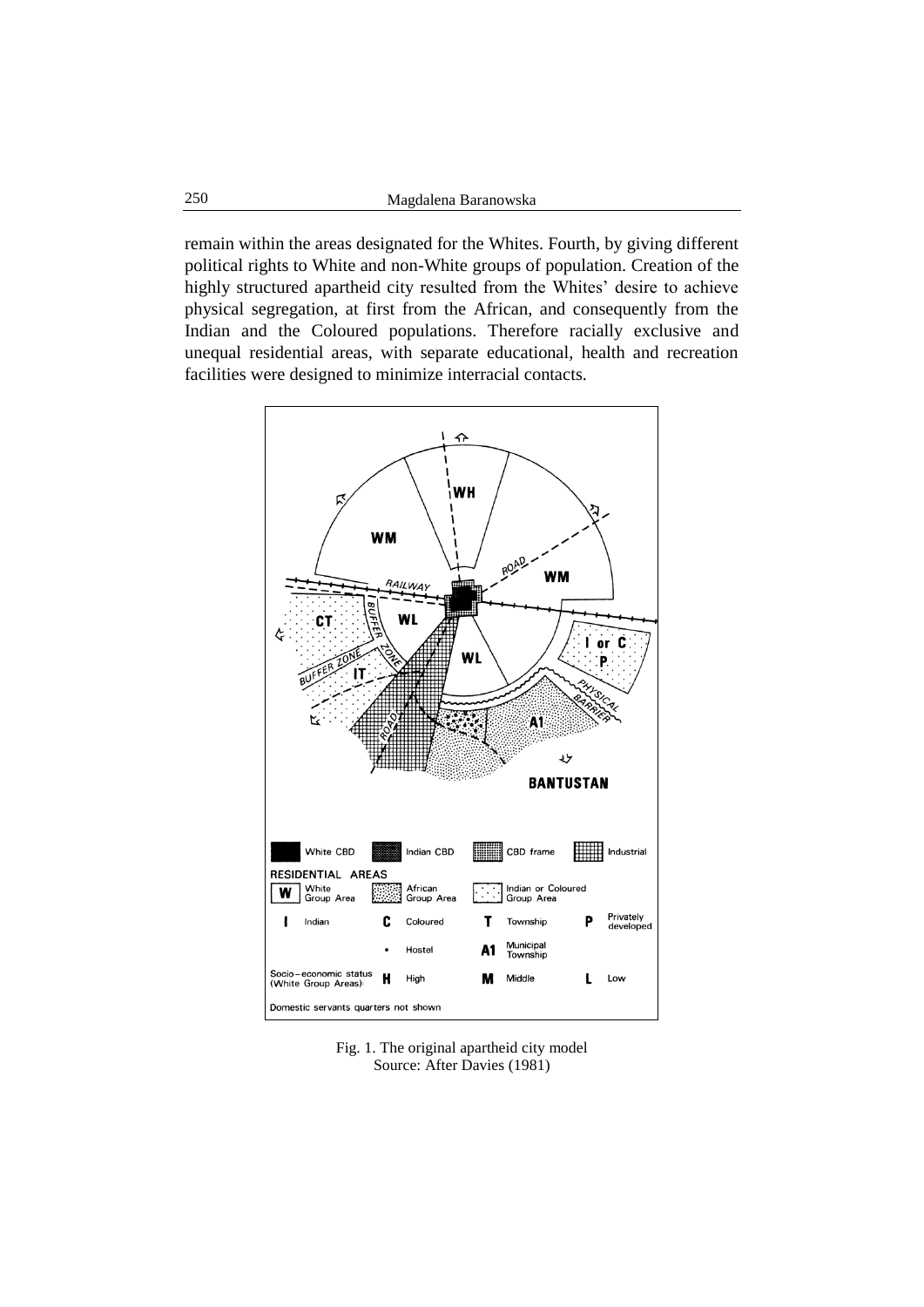remain within the areas designated for the Whites. Fourth, by giving different political rights to White and non-White groups of population. Creation of the highly structured apartheid city resulted from the Whites' desire to achieve physical segregation, at first from the African, and consequently from the Indian and the Coloured populations. Therefore racially exclusive and unequal residential areas, with separate educational, health and recreation facilities were designed to minimize interracial contacts.

Fig. 1. The original apartheid city model
Source: After Davies (1981)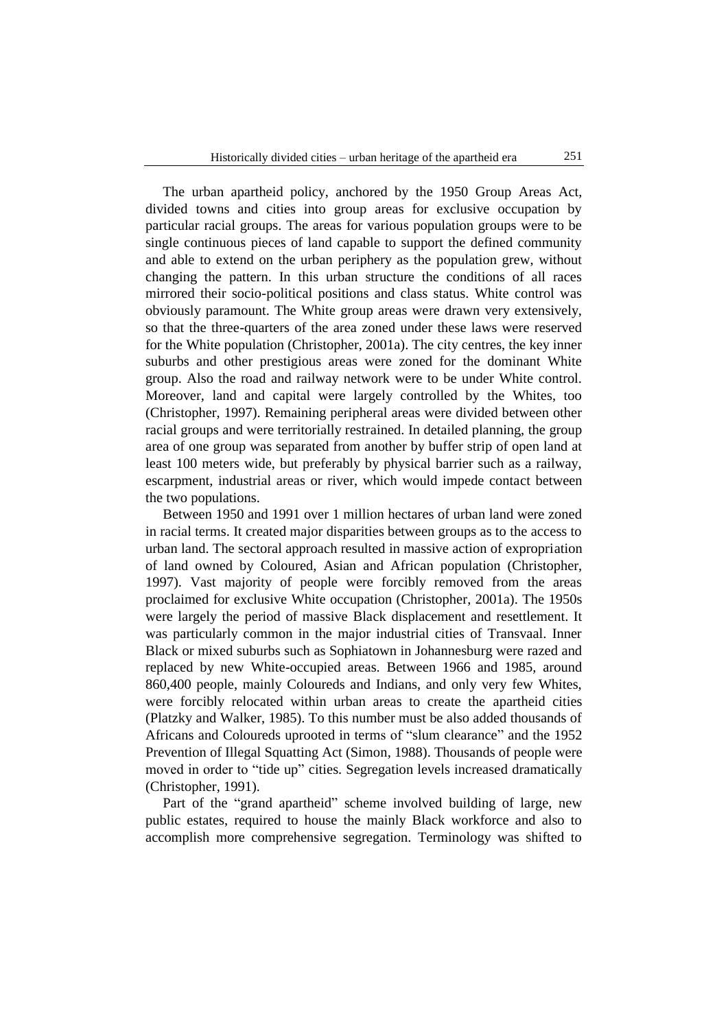The urban apartheid policy, anchored by the 1950 Group Areas Act, divided towns and cities into group areas for exclusive occupation by particular racial groups. The areas for various population groups were to be single continuous pieces of land capable to support the defined community and able to extend on the urban periphery as the population grew, without changing the pattern. In this urban structure the conditions of all races mirrored their socio-political positions and class status. White control was obviously paramount. The White group areas were drawn very extensively, so that the three-quarters of the area zoned under these laws were reserved for the White population (Christopher, 2001a). The city centres, the key inner suburbs and other prestigious areas were zoned for the dominant White group. Also the road and railway network were to be under White control. Moreover, land and capital were largely controlled by the Whites, too (Christopher, 1997). Remaining peripheral areas were divided between other racial groups and were territorially restrained. In detailed planning, the group area of one group was separated from another by buffer strip of open land at least 100 meters wide, but preferably by physical barrier such as a railway, escarpment, industrial areas or river, which would impede contact between the two populations.

Between 1950 and 1991 over 1 million hectares of urban land were zoned in racial terms. It created major disparities between groups as to the access to urban land. The sectoral approach resulted in massive action of expropriation of land owned by Coloured, Asian and African population (Christopher, 1997). Vast majority of people were forcibly removed from the areas proclaimed for exclusive White occupation (Christopher, 2001a). The 1950s were largely the period of massive Black displacement and resettlement. It was particularly common in the major industrial cities of Transvaal. Inner Black or mixed suburbs such as Sophiatown in Johannesburg were razed and replaced by new White-occupied areas. Between 1966 and 1985, around 860,400 people, mainly Coloureds and Indians, and only very few Whites, were forcibly relocated within urban areas to create the apartheid cities (Platzky and Walker, 1985). To this number must be also added thousands of Africans and Coloureds uprooted in terms of "slum clearance" and the 1952 Prevention of Illegal Squatting Act (Simon, 1988). Thousands of people were moved in order to "tide up" cities. Segregation levels increased dramatically (Christopher, 1991).

Part of the "grand apartheid" scheme involved building of large, new public estates, required to house the mainly Black workforce and also to accomplish more comprehensive segregation. Terminology was shifted to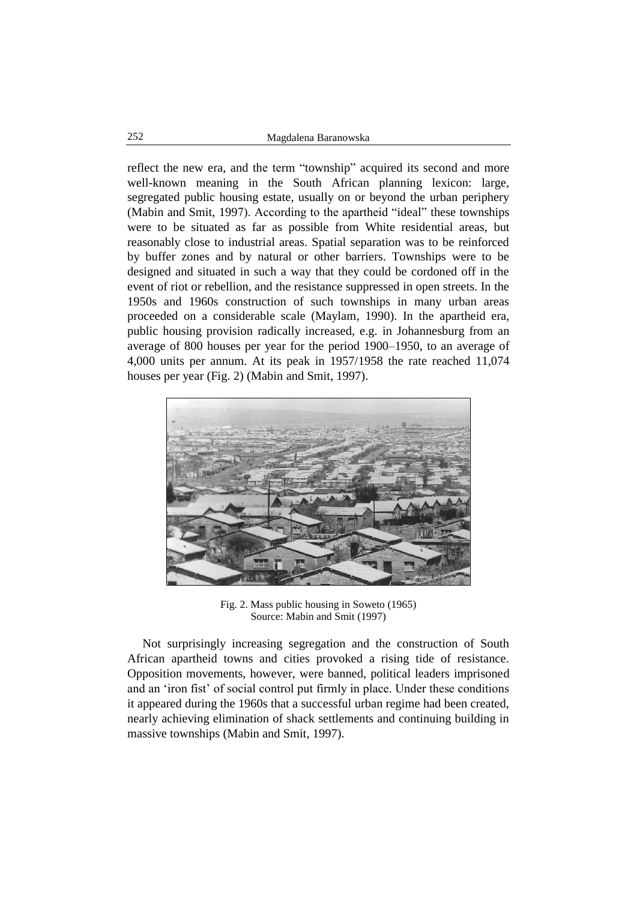reflect the new era, and the term "township" acquired its second and more well-known meaning in the South African planning lexicon: large, segregated public housing estate, usually on or beyond the urban periphery (Mabin and Smit, 1997). According to the apartheid "ideal" these townships were to be situated as far as possible from White residential areas, but reasonably close to industrial areas. Spatial separation was to be reinforced by buffer zones and by natural or other barriers. Townships were to be designed and situated in such a way that they could be cordoned off in the event of riot or rebellion, and the resistance suppressed in open streets. In the 1950s and 1960s construction of such townships in many urban areas proceeded on a considerable scale (Maylam, 1990). In the apartheid era, public housing provision radically increased, e.g. in Johannesburg from an average of 800 houses per year for the period 1900–1950, to an average of 4,000 units per annum. At its peak in 1957/1958 the rate reached 11,074 houses per year (Fig. 2) (Mabin and Smit, 1997).

Fig. 2. Mass public housing in Soweto (1965)
Source: Mabin and Smit (1997)

Not surprisingly increasing segregation and the construction of South African apartheid towns and cities provoked a rising tide of resistance. Opposition movements, however, were banned, political leaders imprisoned and an 'iron fist' of social control put firmly in place. Under these conditions it appeared during the 1960s that a successful urban regime had been created, nearly achieving elimination of shack settlements and continuing building in massive townships (Mabin and Smit, 1997).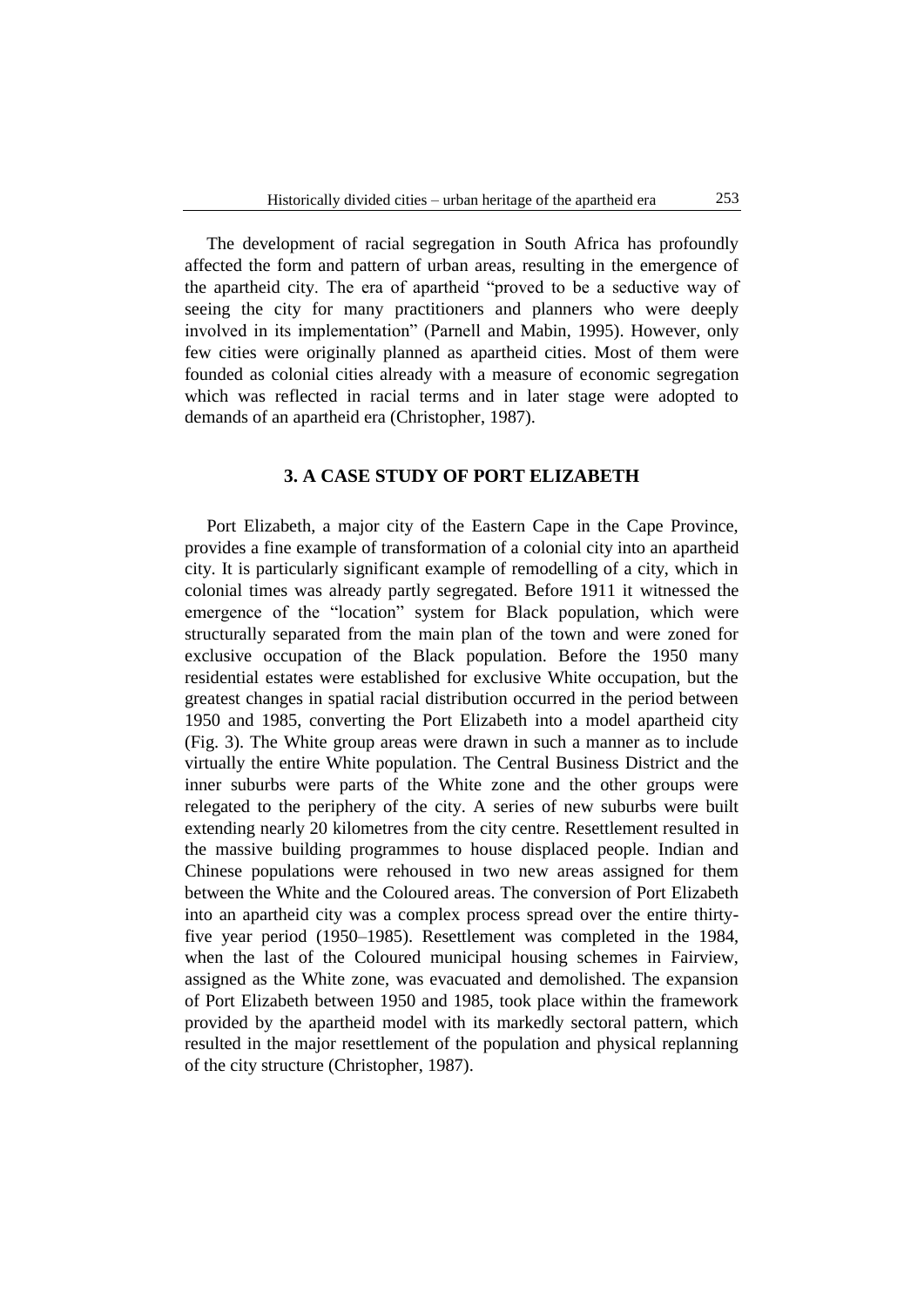The development of racial segregation in South Africa has profoundly affected the form and pattern of urban areas, resulting in the emergence of the apartheid city. The era of apartheid "proved to be a seductive way of seeing the city for many practitioners and planners who were deeply involved in its implementation" (Parnell and Mabin, 1995). However, only few cities were originally planned as apartheid cities. Most of them were founded as colonial cities already with a measure of economic segregation which was reflected in racial terms and in later stage were adopted to demands of an apartheid era (Christopher, 1987).

## 3. A CASE STUDY OF PORT ELIZABETH

Port Elizabeth, a major city of the Eastern Cape in the Cape Province, provides a fine example of transformation of a colonial city into an apartheid city. It is particularly significant example of remodelling of a city, which in colonial times was already partly segregated. Before 1911 it witnessed the emergence of the "location" system for Black population, which were structurally separated from the main plan of the town and were zoned for exclusive occupation of the Black population. Before the 1950 many residential estates were established for exclusive White occupation, but the greatest changes in spatial racial distribution occurred in the period between 1950 and 1985, converting the Port Elizabeth into a model apartheid city (Fig. 3). The White group areas were drawn in such a manner as to include virtually the entire White population. The Central Business District and the inner suburbs were parts of the White zone and the other groups were relegated to the periphery of the city. A series of new suburbs were built extending nearly 20 kilometres from the city centre. Resettlement resulted in the massive building programmes to house displaced people. Indian and Chinese populations were rehoused in two new areas assigned for them between the White and the Coloured areas. The conversion of Port Elizabeth into an apartheid city was a complex process spread over the entire thirty-five year period (1950–1985). Resettlement was completed in the 1984, when the last of the Coloured municipal housing schemes in Fairview, assigned as the White zone, was evacuated and demolished. The expansion of Port Elizabeth between 1950 and 1985, took place within the framework provided by the apartheid model with its markedly sectoral pattern, which resulted in the major resettlement of the population and physical replanning of the city structure (Christopher, 1987).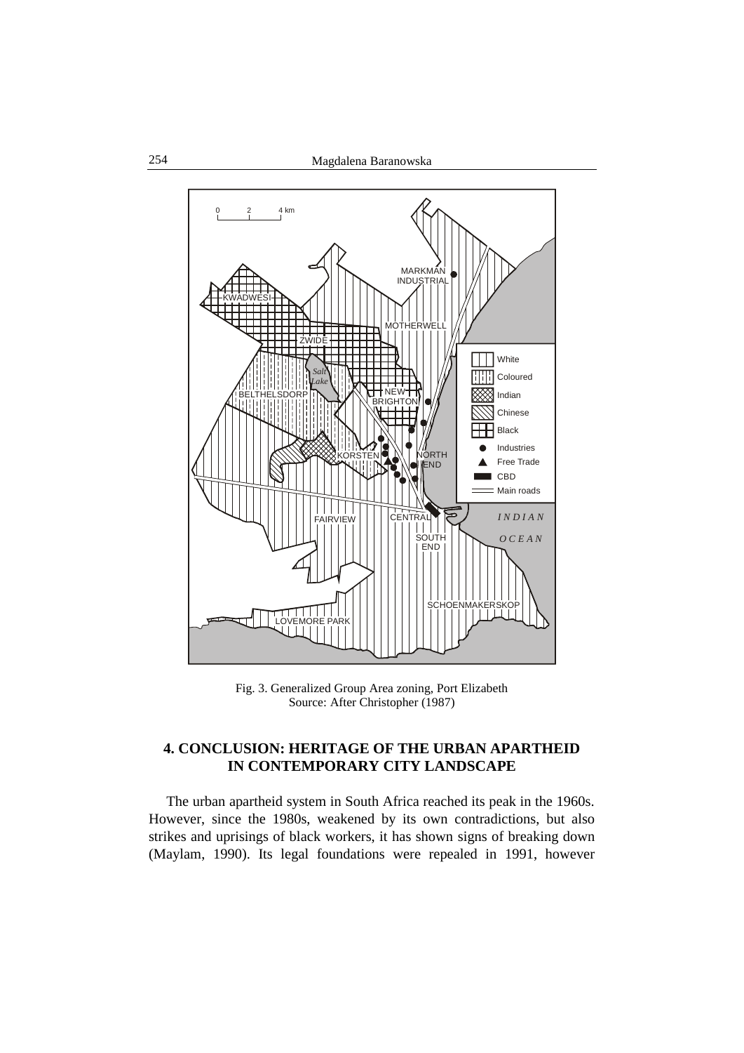Fig. 3. Generalized Group Area zoning, Port Elizabeth
Source: After Christopher (1987)

## 4. CONCLUSION: HERITAGE OF THE URBAN APARTHEID IN CONTEMPORARY CITY LANDSCAPE

The urban apartheid system in South Africa reached its peak in the 1960s. However, since the 1980s, weakened by its own contradictions, but also strikes and uprisings of black workers, it has shown signs of breaking down (Maylam, 1990). Its legal foundations were repealed in 1991, however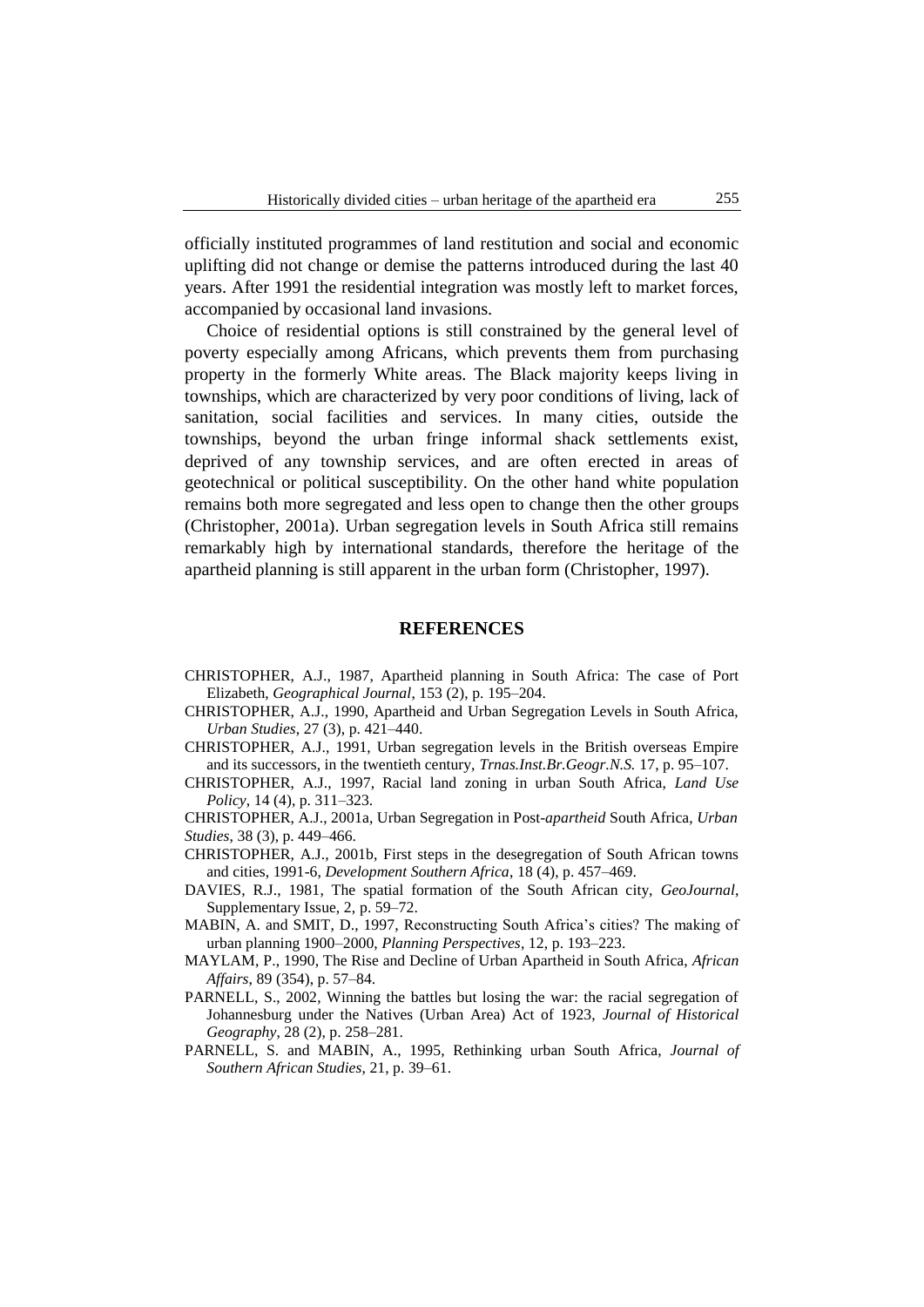officially instituted programmes of land restitution and social and economic uplifting did not change or demise the patterns introduced during the last 40 years. After 1991 the residential integration was mostly left to market forces, accompanied by occasional land invasions.

Choice of residential options is still constrained by the general level of poverty especially among Africans, which prevents them from purchasing property in the formerly White areas. The Black majority keeps living in townships, which are characterized by very poor conditions of living, lack of sanitation, social facilities and services. In many cities, outside the townships, beyond the urban fringe informal shack settlements exist, deprived of any township services, and are often erected in areas of geotechnical or political susceptibility. On the other hand white population remains both more segregated and less open to change then the other groups (Christopher, 2001a). Urban segregation levels in South Africa still remains remarkably high by international standards, therefore the heritage of the apartheid planning is still apparent in the urban form (Christopher, 1997).

## REFERENCES

CHRISTOPHER, A.J., 1987, Apartheid planning in South Africa: The case of Port Elizabeth, *Geographical Journal*, 153 (2), p. 195–204.

CHRISTOPHER, A.J., 1990, Apartheid and Urban Segregation Levels in South Africa, *Urban Studies*, 27 (3), p. 421–440.

CHRISTOPHER, A.J., 1991, Urban segregation levels in the British overseas Empire and its successors, in the twentieth century, *Trnas.Inst.Br.Geogr.N.S.* 17, p. 95–107.

CHRISTOPHER, A.J., 1997, Racial land zoning in urban South Africa, *Land Use Policy*, 14 (4), p. 311–323.

CHRISTOPHER, A.J., 2001a, Urban Segregation in Post-*apartheid* South Africa, *Urban Studies*, 38 (3), p. 449–466.

CHRISTOPHER, A.J., 2001b, First steps in the desegregation of South African towns and cities, 1991-6, *Development Southern Africa*, 18 (4), p. 457–469.

DAVIES, R.J., 1981, The spatial formation of the South African city, *GeoJournal*, Supplementary Issue, 2, p. 59–72.

MABIN, A. and SMIT, D., 1997, Reconstructing South Africa's cities? The making of urban planning 1900–2000, *Planning Perspectives*, 12, p. 193–223.

MAYLAM, P., 1990, The Rise and Decline of Urban Apartheid in South Africa, *African Affairs*, 89 (354), p. 57–84.

PARNELL, S., 2002, Winning the battles but losing the war: the racial segregation of Johannesburg under the Natives (Urban Area) Act of 1923, *Journal of Historical Geography*, 28 (2), p. 258–281.

PARNELL, S. and MABIN, A., 1995, Rethinking urban South Africa, *Journal of Southern African Studies*, 21, p. 39–61.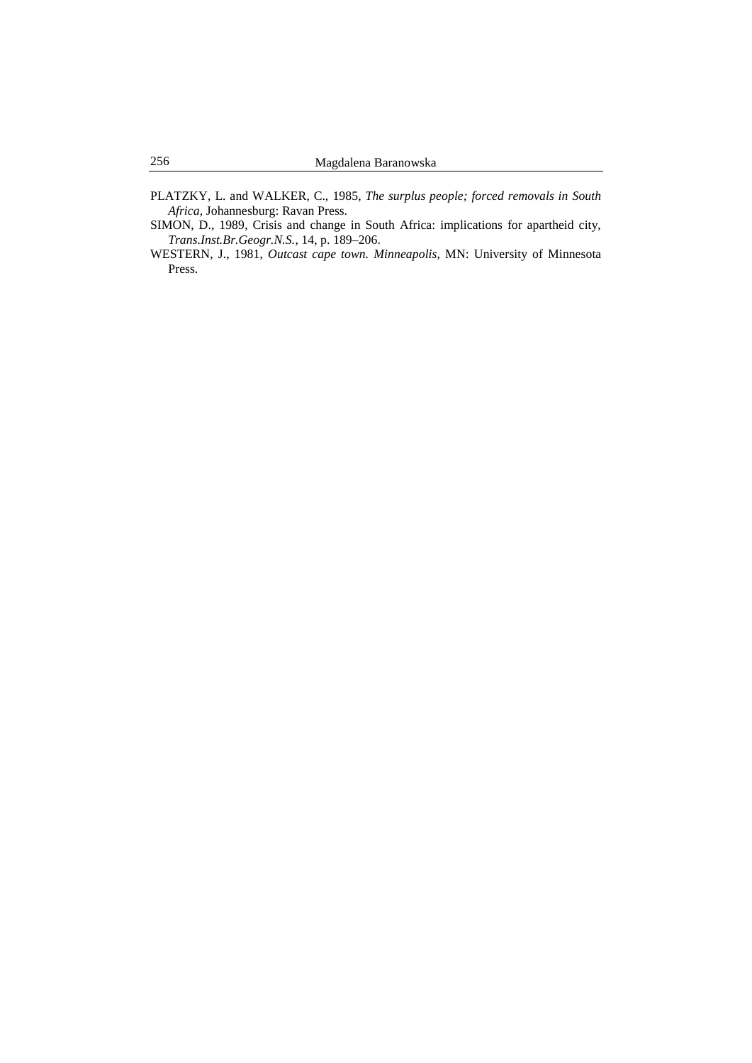PLATZKY, L. and WALKER, C., 1985, *The surplus people; forced removals in South Africa*, Johannesburg: Ravan Press.

SIMON, D., 1989, Crisis and change in South Africa: implications for apartheid city, *Trans.Inst.Br.Geogr.N.S.*, 14, p. 189–206.

WESTERN, J., 1981, *Outcast cape town. Minneapolis*, MN: University of Minnesota Press.